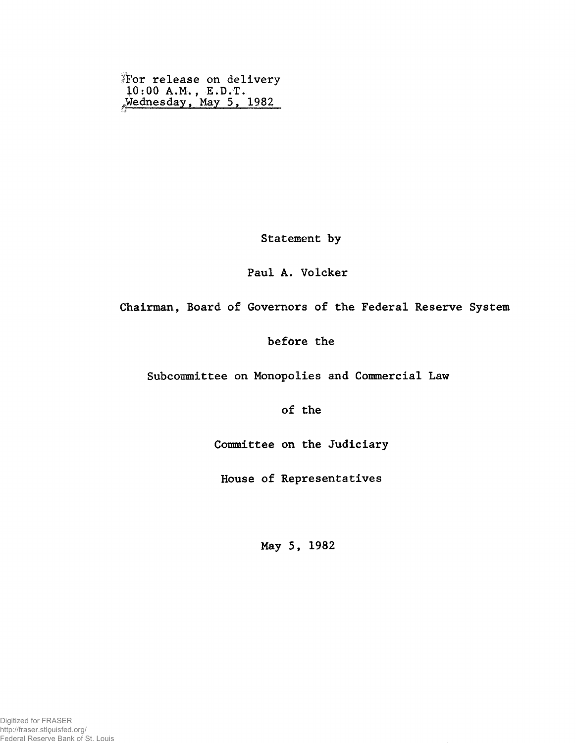For release on delivery
10:00 A.M., E.D.T.
Wednesday, May 5, 1982

Statement by

Paul A. Volcker

Chairman, Board of Governors of the Federal Reserve System

before the

Subcommittee on Monopolies and Commercial Law

of the

Committee on the Judiciary

House of Representatives

May 5, 1982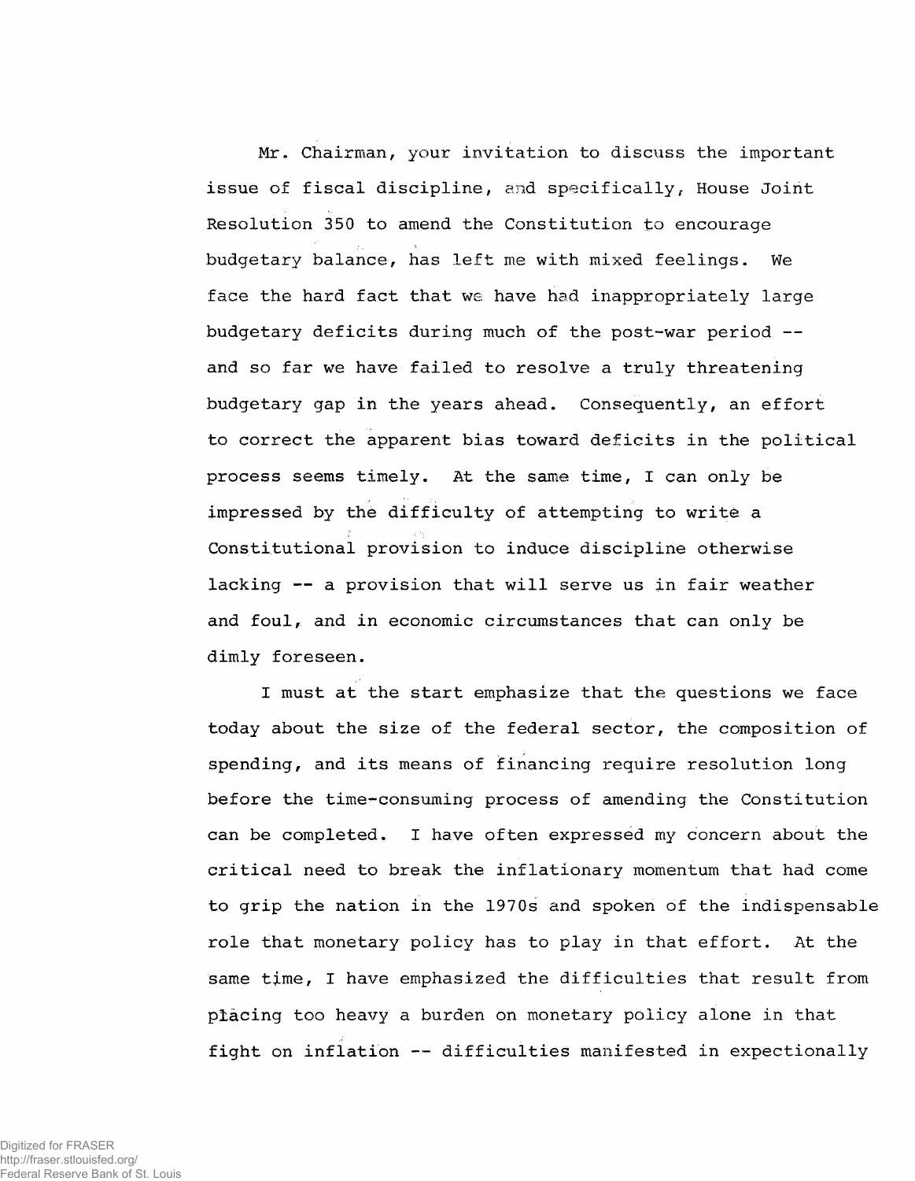Mr. Chairman, your invitation to discuss the important issue of fiscal discipline, and specifically, House Joint Resolution 350 to amend the Constitution to encourage budgetary balance, has left me with mixed feelings. We face the hard fact that we have had inappropriately large budgetary deficits during much of the post-war period -- and so far we have failed to resolve a truly threatening budgetary gap in the years ahead. Consequently, an effort to correct the apparent bias toward deficits in the political process seems timely. At the same time, I can only be impressed by the difficulty of attempting to write a Constitutional provision to induce discipline otherwise lacking -- a provision that will serve us in fair weather and foul, and in economic circumstances that can only be dimly foreseen.

I must at the start emphasize that the questions we face today about the size of the federal sector, the composition of spending, and its means of financing require resolution long before the time-consuming process of amending the Constitution can be completed. I have often expressed my concern about the critical need to break the inflationary momentum that had come to grip the nation in the 1970s and spoken of the indispensable role that monetary policy has to play in that effort. At the same time, I have emphasized the difficulties that result from placing too heavy a burden on monetary policy alone in that fight on inflation -- difficulties manifested in expectionally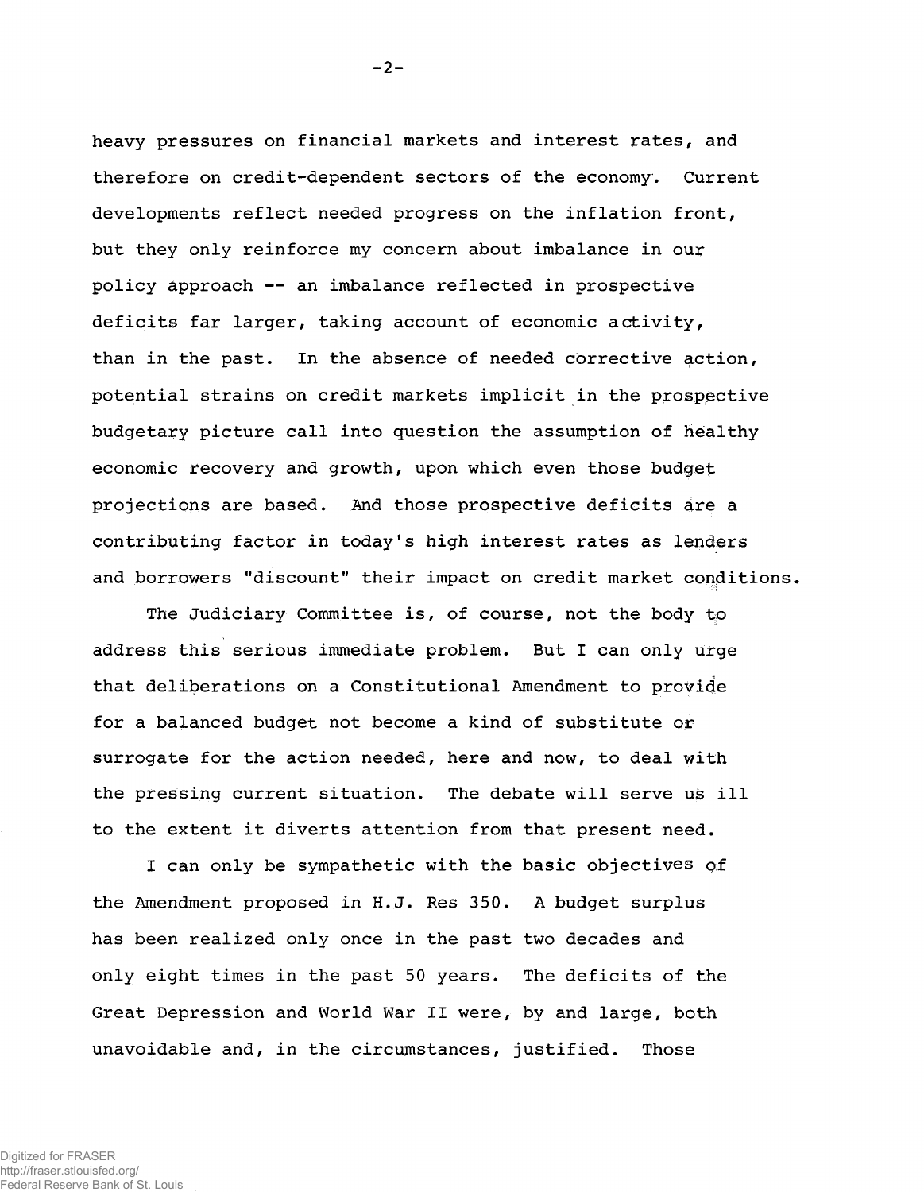heavy pressures on financial markets and interest rates, and therefore on credit-dependent sectors of the economy. Current developments reflect needed progress on the inflation front, but they only reinforce my concern about imbalance in our policy approach -- an imbalance reflected in prospective deficits far larger, taking account of economic activity, than in the past. In the absence of needed corrective action, potential strains on credit markets implicit in the prospective budgetary picture call into question the assumption of healthy economic recovery and growth, upon which even those budget projections are based. And those prospective deficits are a contributing factor in today's high interest rates as lenders and borrowers "discount" their impact on credit market conditions.

The Judiciary Committee is, of course, not the body to address this serious immediate problem. But I can only urge that deliberations on a Constitutional Amendment to provide for a balanced budget not become a kind of substitute or surrogate for the action needed, here and now, to deal with the pressing current situation. The debate will serve us ill to the extent it diverts attention from that present need.

I can only be sympathetic with the basic objectives of the Amendment proposed in H.J. Res 350. A budget surplus has been realized only once in the past two decades and only eight times in the past 50 years. The deficits of the Great Depression and World War II were, by and large, both unavoidable and, in the circumstances, justified. Those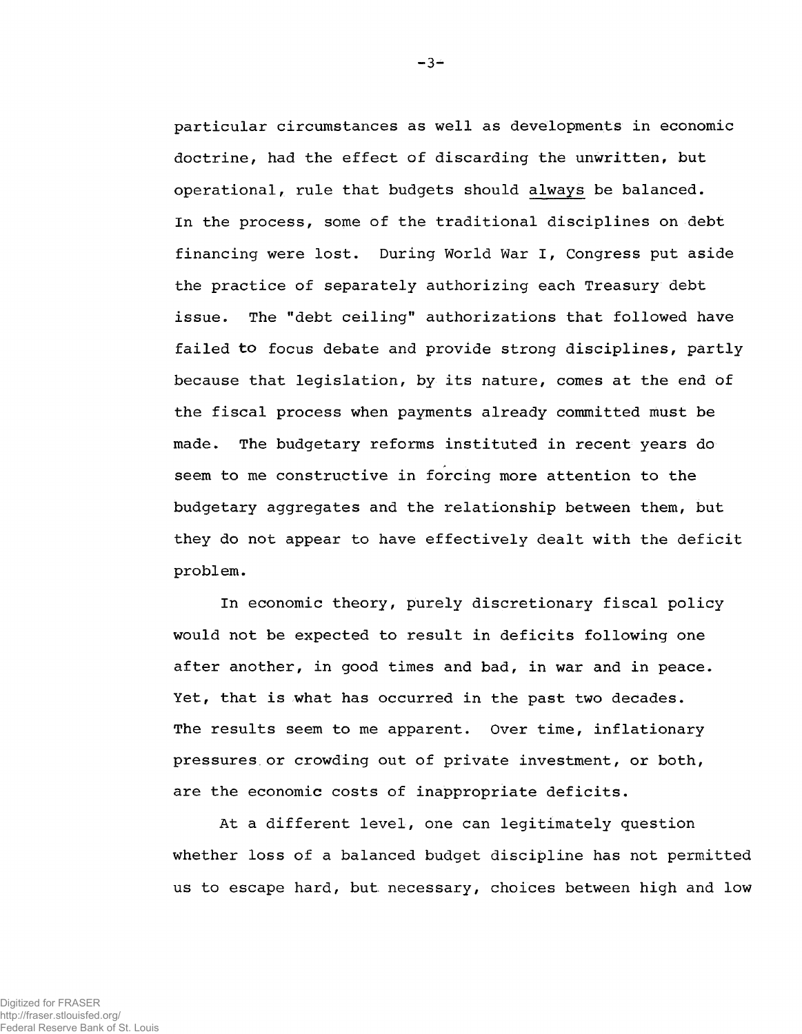particular circumstances as well as developments in economic doctrine, had the effect of discarding the unwritten, but operational, rule that budgets should always be balanced. In the process, some of the traditional disciplines on debt financing were lost. During World War I, Congress put aside the practice of separately authorizing each Treasury debt issue. The "debt ceiling" authorizations that followed have failed to focus debate and provide strong disciplines, partly because that legislation, by its nature, comes at the end of the fiscal process when payments already committed must be made. The budgetary reforms instituted in recent years do seem to me constructive in forcing more attention to the budgetary aggregates and the relationship between them, but they do not appear to have effectively dealt with the deficit problem.

In economic theory, purely discretionary fiscal policy would not be expected to result in deficits following one after another, in good times and bad, in war and in peace. Yet, that is what has occurred in the past two decades. The results seem to me apparent. Over time, inflationary pressures or crowding out of private investment, or both, are the economic costs of inappropriate deficits.

At a different level, one can legitimately question whether loss of a balanced budget discipline has not permitted us to escape hard, but necessary, choices between high and low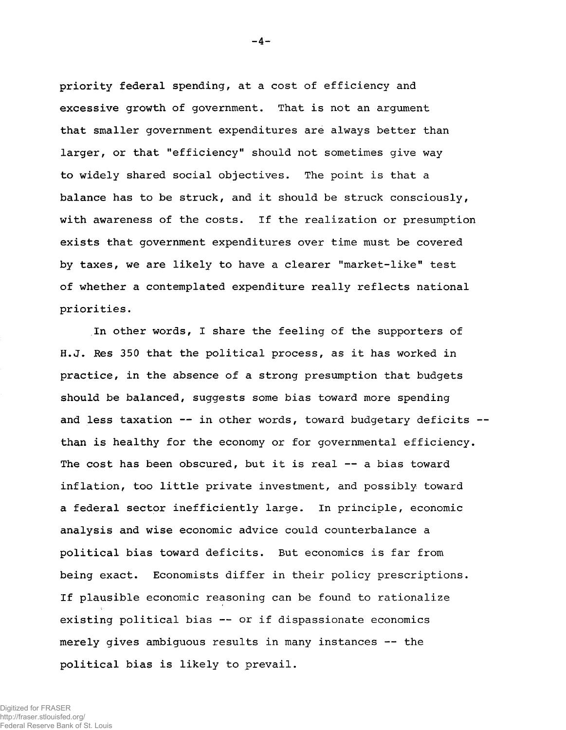priority federal spending, at a cost of efficiency and excessive growth of government. That is not an argument that smaller government expenditures are always better than larger, or that "efficiency" should not sometimes give way to widely shared social objectives. The point is that a balance has to be struck, and it should be struck consciously, with awareness of the costs. If the realization or presumption exists that government expenditures over time must be covered by taxes, we are likely to have a clearer "market-like" test of whether a contemplated expenditure really reflects national priorities.

In other words, I share the feeling of the supporters of H.J. Res 350 that the political process, as it has worked in practice, in the absence of a strong presumption that budgets should be balanced, suggests some bias toward more spending and less taxation -- in other words, toward budgetary deficits -- than is healthy for the economy or for governmental efficiency. The cost has been obscured, but it is real -- a bias toward inflation, too little private investment, and possibly toward a federal sector inefficiently large. In principle, economic analysis and wise economic advice could counterbalance a political bias toward deficits. But economics is far from being exact. Economists differ in their policy prescriptions. If plausible economic reasoning can be found to rationalize existing political bias -- or if dispassionate economics merely gives ambiguous results in many instances -- the political bias is likely to prevail.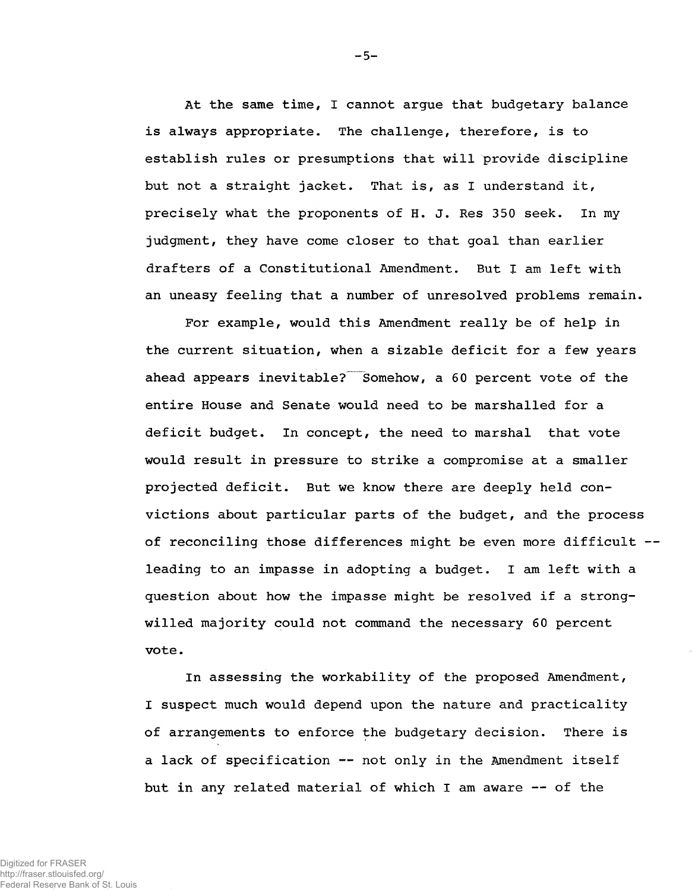At the same time, I cannot argue that budgetary balance is always appropriate. The challenge, therefore, is to establish rules or presumptions that will provide discipline but not a straight jacket. That is, as I understand it, precisely what the proponents of H. J. Res 350 seek. In my judgment, they have come closer to that goal than earlier drafters of a Constitutional Amendment. But I am left with an uneasy feeling that a number of unresolved problems remain.

For example, would this Amendment really be of help in the current situation, when a sizable deficit for a few years ahead appears inevitable? Somehow, a 60 percent vote of the entire House and Senate would need to be marshalled for a deficit budget. In concept, the need to marshal that vote would result in pressure to strike a compromise at a smaller projected deficit. But we know there are deeply held convictions about particular parts of the budget, and the process of reconciling those differences might be even more difficult -- leading to an impasse in adopting a budget. I am left with a question about how the impasse might be resolved if a strong-willed majority could not command the necessary 60 percent vote.

In assessing the workability of the proposed Amendment, I suspect much would depend upon the nature and practicality of arrangements to enforce the budgetary decision. There is a lack of specification -- not only in the Amendment itself but in any related material of which I am aware -- of the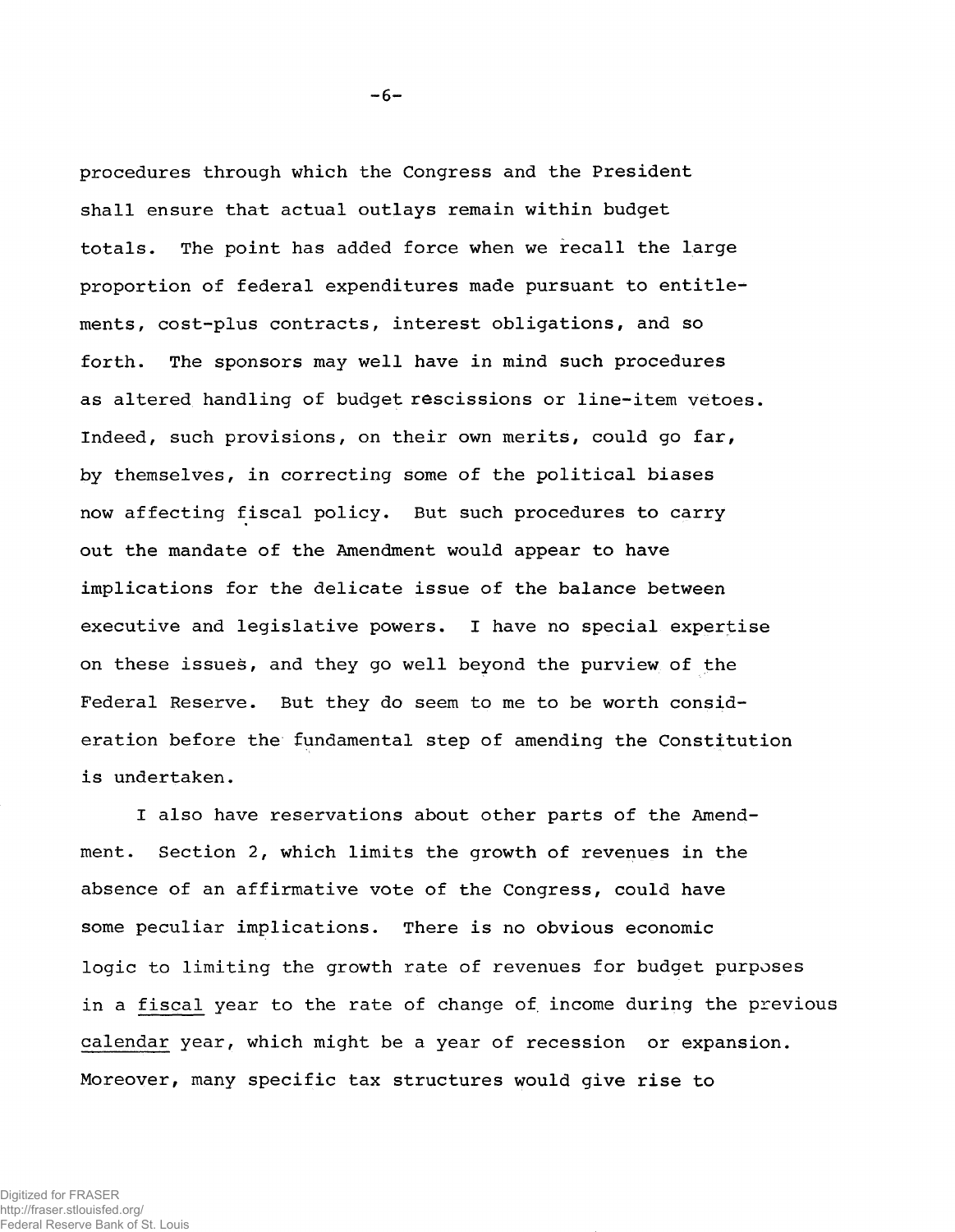procedures through which the Congress and the President shall ensure that actual outlays remain within budget totals. The point has added force when we recall the large proportion of federal expenditures made pursuant to entitlements, cost-plus contracts, interest obligations, and so forth. The sponsors may well have in mind such procedures as altered handling of budget rescissions or line-item vetoes. Indeed, such provisions, on their own merits, could go far, by themselves, in correcting some of the political biases now affecting fiscal policy. But such procedures to carry out the mandate of the Amendment would appear to have implications for the delicate issue of the balance between executive and legislative powers. I have no special expertise on these issues, and they go well beyond the purview of the Federal Reserve. But they do seem to me to be worth consideration before the fundamental step of amending the Constitution is undertaken.

I also have reservations about other parts of the Amendment. Section 2, which limits the growth of revenues in the absence of an affirmative vote of the Congress, could have some peculiar implications. There is no obvious economic logic to limiting the growth rate of revenues for budget purposes in a <u>fiscal</u> year to the rate of change of income during the previous <u>calendar</u> year, which might be a year of recession or expansion. Moreover, many specific tax structures would give rise to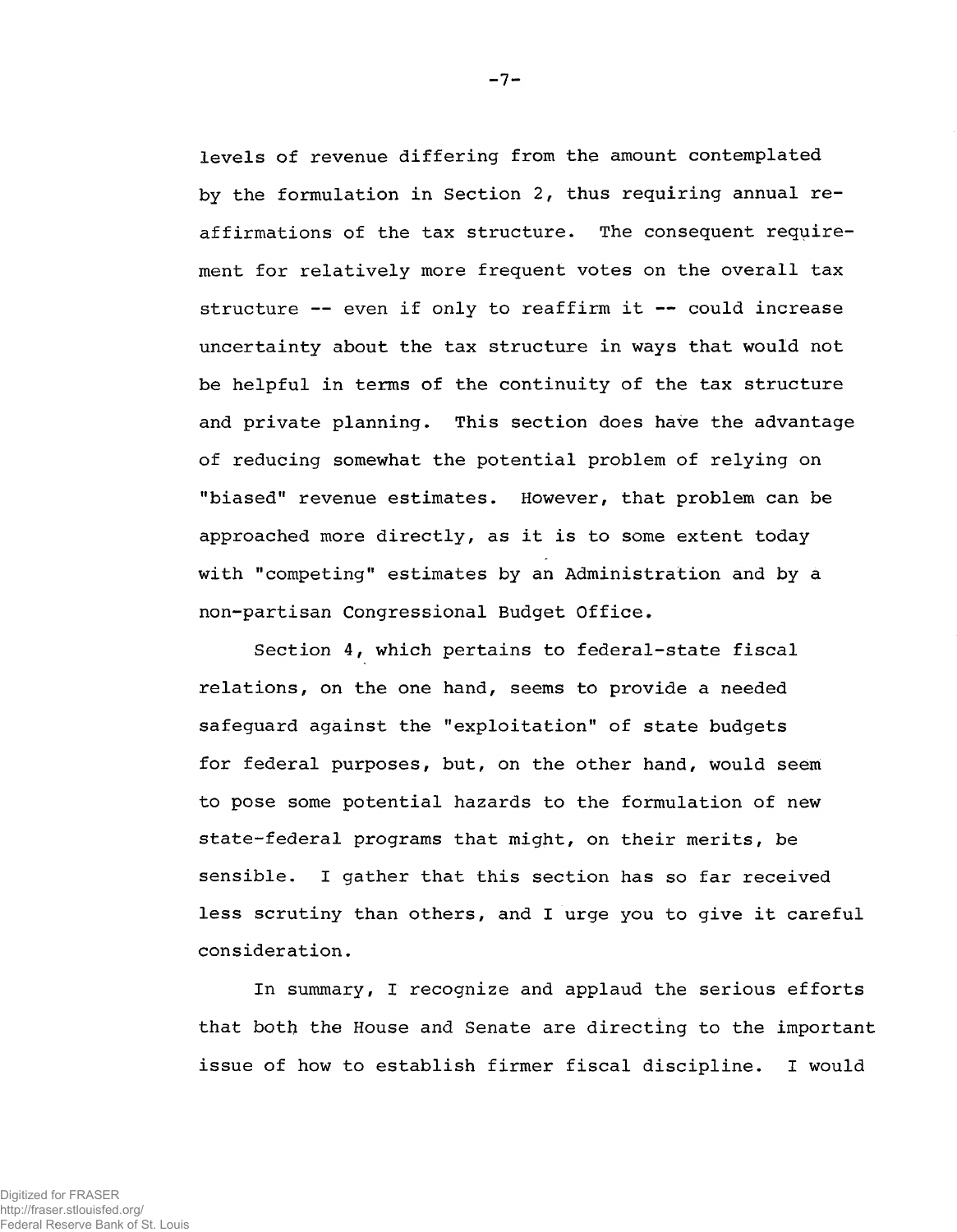levels of revenue differing from the amount contemplated by the formulation in Section 2, thus requiring annual reaffirmations of the tax structure. The consequent requirement for relatively more frequent votes on the overall tax structure -- even if only to reaffirm it -- could increase uncertainty about the tax structure in ways that would not be helpful in terms of the continuity of the tax structure and private planning. This section does have the advantage of reducing somewhat the potential problem of relying on "biased" revenue estimates. However, that problem can be approached more directly, as it is to some extent today with "competing" estimates by an Administration and by a non-partisan Congressional Budget Office.

Section 4, which pertains to federal-state fiscal relations, on the one hand, seems to provide a needed safeguard against the "exploitation" of state budgets for federal purposes, but, on the other hand, would seem to pose some potential hazards to the formulation of new state-federal programs that might, on their merits, be sensible. I gather that this section has so far received less scrutiny than others, and I urge you to give it careful consideration.

In summary, I recognize and applaud the serious efforts that both the House and Senate are directing to the important issue of how to establish firmer fiscal discipline. I would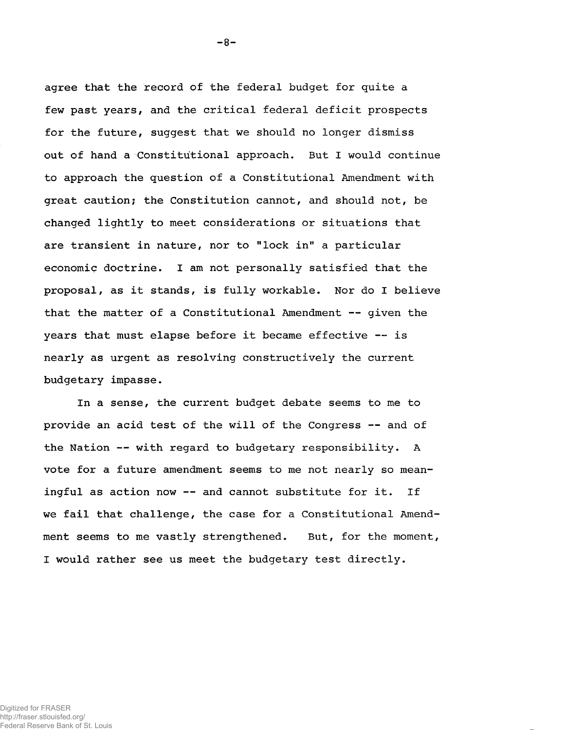agree that the record of the federal budget for quite a few past years, and the critical federal deficit prospects for the future, suggest that we should no longer dismiss out of hand a Constitutional approach. But I would continue to approach the question of a Constitutional Amendment with great caution; the Constitution cannot, and should not, be changed lightly to meet considerations or situations that are transient in nature, nor to "lock in" a particular economic doctrine. I am not personally satisfied that the proposal, as it stands, is fully workable. Nor do I believe that the matter of a Constitutional Amendment -- given the years that must elapse before it became effective -- is nearly as urgent as resolving constructively the current budgetary impasse.

In a sense, the current budget debate seems to me to provide an acid test of the will of the Congress -- and of the Nation -- with regard to budgetary responsibility. A vote for a future amendment seems to me not nearly so meaningful as action now -- and cannot substitute for it. If we fail that challenge, the case for a Constitutional Amendment seems to me vastly strengthened. But, for the moment, I would rather see us meet the budgetary test directly.